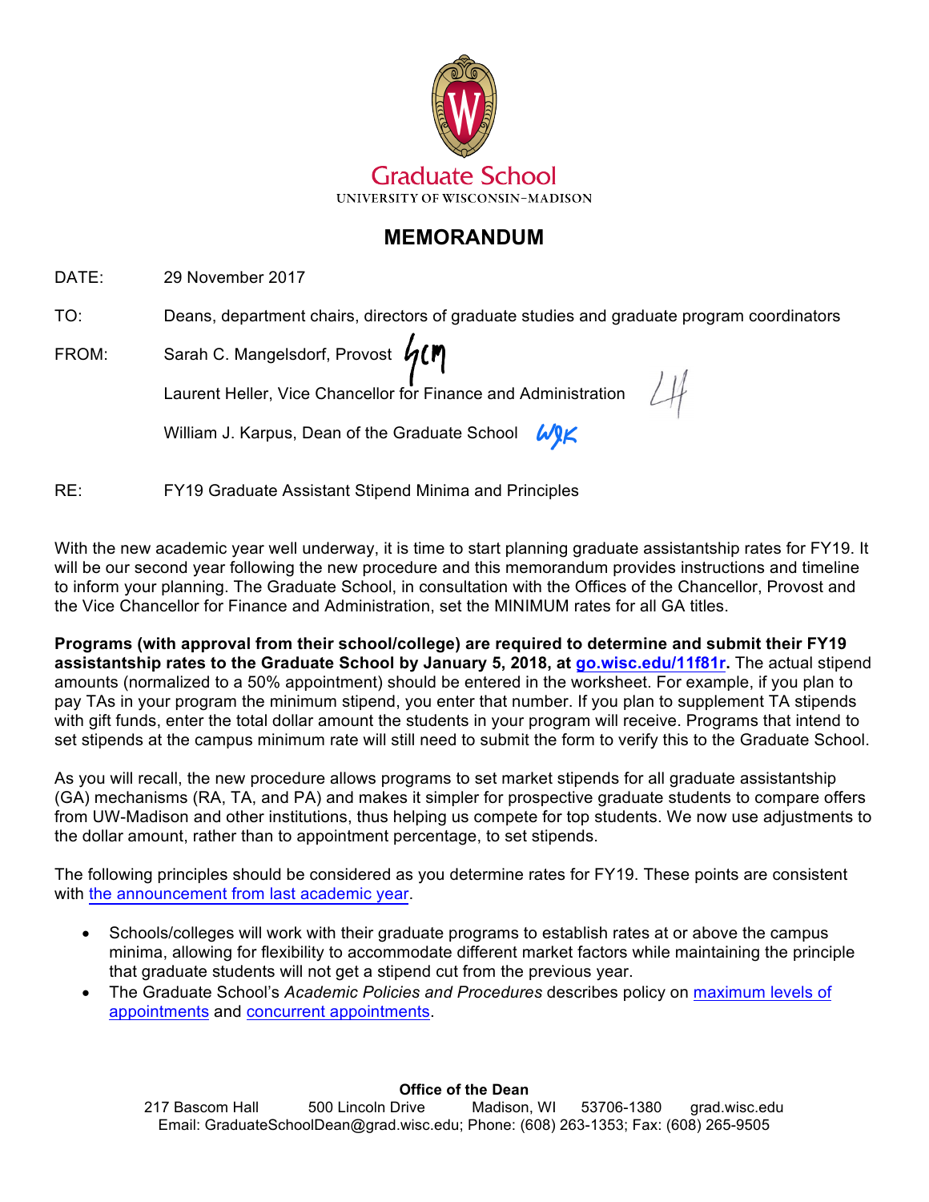Graduate School

UNIVERSITY OF WISCONSIN–MADISON

# MEMORANDUM

DATE: 29 November 2017

TO: Deans, department chairs, directors of graduate studies and graduate program coordinators

FROM: Sarah C. Mangelsdorf, Provost

Laurent Heller, Vice Chancellor for Finance and Administration

William J. Karpus, Dean of the Graduate School

RE: FY19 Graduate Assistant Stipend Minima and Principles

With the new academic year well underway, it is time to start planning graduate assistantship rates for FY19. It will be our second year following the new procedure and this memorandum provides instructions and timeline to inform your planning. The Graduate School, in consultation with the Offices of the Chancellor, Provost and the Vice Chancellor for Finance and Administration, set the MINIMUM rates for all GA titles.

**Programs (with approval from their school/college) are required to determine and submit their FY19 assistantship rates to the Graduate School by January 5, 2018, at go.wisc.edu/11f81r.** The actual stipend amounts (normalized to a 50% appointment) should be entered in the worksheet. For example, if you plan to pay TAs in your program the minimum stipend, you enter that number. If you plan to supplement TA stipends with gift funds, enter the total dollar amount the students in your program will receive. Programs that intend to set stipends at the campus minimum rate will still need to submit the form to verify this to the Graduate School.

As you will recall, the new procedure allows programs to set market stipends for all graduate assistantship (GA) mechanisms (RA, TA, and PA) and makes it simpler for prospective graduate students to compare offers from UW-Madison and other institutions, thus helping us compete for top students. We now use adjustments to the dollar amount, rather than to appointment percentage, to set stipends.

The following principles should be considered as you determine rates for FY19. These points are consistent with the announcement from last academic year.

- Schools/colleges will work with their graduate programs to establish rates at or above the campus minima, allowing for flexibility to accommodate different market factors while maintaining the principle that graduate students will not get a stipend cut from the previous year.
- The Graduate School's *Academic Policies and Procedures* describes policy on maximum levels of appointments and concurrent appointments.

**Office of the Dean**

217 Bascom Hall 500 Lincoln Drive Madison, WI 53706-1380 grad.wisc.edu

Email: GraduateSchoolDean@grad.wisc.edu; Phone: (608) 263-1353; Fax: (608) 265-9505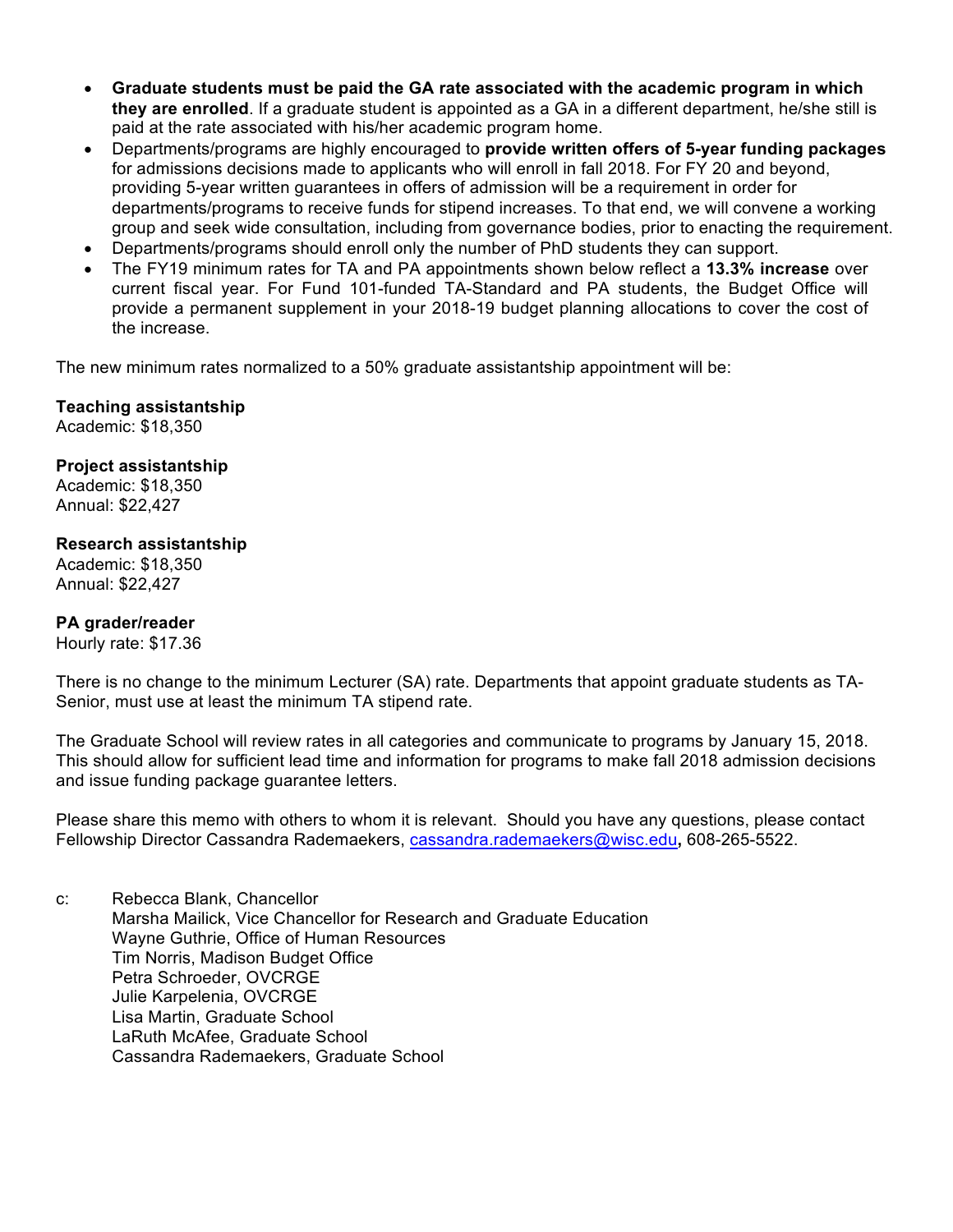- **Graduate students must be paid the GA rate associated with the academic program in which they are enrolled**. If a graduate student is appointed as a GA in a different department, he/she still is paid at the rate associated with his/her academic program home.
- Departments/programs are highly encouraged to **provide written offers of 5-year funding packages** for admissions decisions made to applicants who will enroll in fall 2018. For FY 20 and beyond, providing 5-year written guarantees in offers of admission will be a requirement in order for departments/programs to receive funds for stipend increases. To that end, we will convene a working group and seek wide consultation, including from governance bodies, prior to enacting the requirement.
- Departments/programs should enroll only the number of PhD students they can support.
- The FY19 minimum rates for TA and PA appointments shown below reflect a **13.3% increase** over current fiscal year. For Fund 101-funded TA-Standard and PA students, the Budget Office will provide a permanent supplement in your 2018-19 budget planning allocations to cover the cost of the increase.

The new minimum rates normalized to a 50% graduate assistantship appointment will be:

**Teaching assistantship**
Academic: $18,350

**Project assistantship**
Academic: $18,350
Annual: $22,427

**Research assistantship**
Academic: $18,350
Annual: $22,427

**PA grader/reader**
Hourly rate: $17.36

There is no change to the minimum Lecturer (SA) rate. Departments that appoint graduate students as TA-Senior, must use at least the minimum TA stipend rate.

The Graduate School will review rates in all categories and communicate to programs by January 15, 2018. This should allow for sufficient lead time and information for programs to make fall 2018 admission decisions and issue funding package guarantee letters.

Please share this memo with others to whom it is relevant. Should you have any questions, please contact Fellowship Director Cassandra Rademaekers, cassandra.rademaekers@wisc.edu**,** 608-265-5522.

c: Rebecca Blank, Chancellor
Marsha Mailick, Vice Chancellor for Research and Graduate Education
Wayne Guthrie, Office of Human Resources
Tim Norris, Madison Budget Office
Petra Schroeder, OVCRGE
Julie Karpelenia, OVCRGE
Lisa Martin, Graduate School
LaRuth McAfee, Graduate School
Cassandra Rademaekers, Graduate School